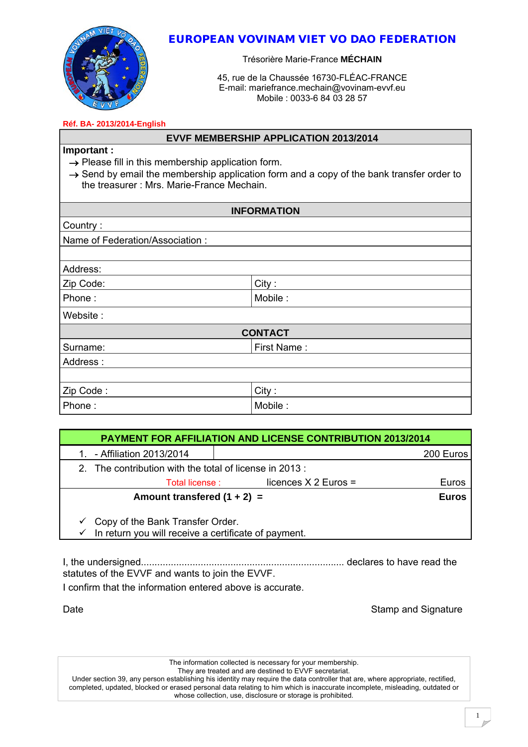# EUROPEAN VOVINAM VIET VO DAO FEDERATION

Trésorière Marie-France **MÉCHAIN**

45, rue de la Chaussée 16730-FLÉAC-FRANCE
E-mail: mariefrance.mechain@vovinam-evvf.eu
Mobile : 0033-6 84 03 28 57

**Réf. BA- 2013/2014-English**

## EVVF MEMBERSHIP APPLICATION 2013/2014

**Important :**

→ Please fill in this membership application form.
→ Send by email the membership application form and a copy of the bank transfer order to the treasurer : Mrs. Marie-France Mechain.

| **INFORMATION** | |
|---|---|
| Country : | |
| Name of Federation/Association : | |
| | |
| Address: | |
| Zip Code: | City : |
| Phone : | Mobile : |
| Website : | |
| **CONTACT** | |
| Surname: | First Name : |
| Address : | |
| | |
| Zip Code : | City : |
| Phone : | Mobile : |

| **PAYMENT FOR AFFILIATION AND LICENSE CONTRIBUTION 2013/2014** | | | |
|---|---|---|---|
| 1. - Affiliation 2013/2014 | | | 200 Euros |
| 2. The contribution with the total of license in 2013 : | | | |
| Total license : | licences X 2 Euros = | | Euros |
| **Amount transfered (1 + 2) =** | | | **Euros** |

✓ Copy of the Bank Transfer Order.
✓ In return you will receive a certificate of payment.

I, the undersigned........................................................................... declares to have read the statutes of the EVVF and wants to join the EVVF.
I confirm that the information entered above is accurate.

Date | Stamp and Signature

The information collected is necessary for your membership.
They are treated and are destined to EVVF secretariat.
Under section 39, any person establishing his identity may require the data controller that are, where appropriate, rectified, completed, updated, blocked or erased personal data relating to him which is inaccurate incomplete, misleading, outdated or whose collection, use, disclosure or storage is prohibited.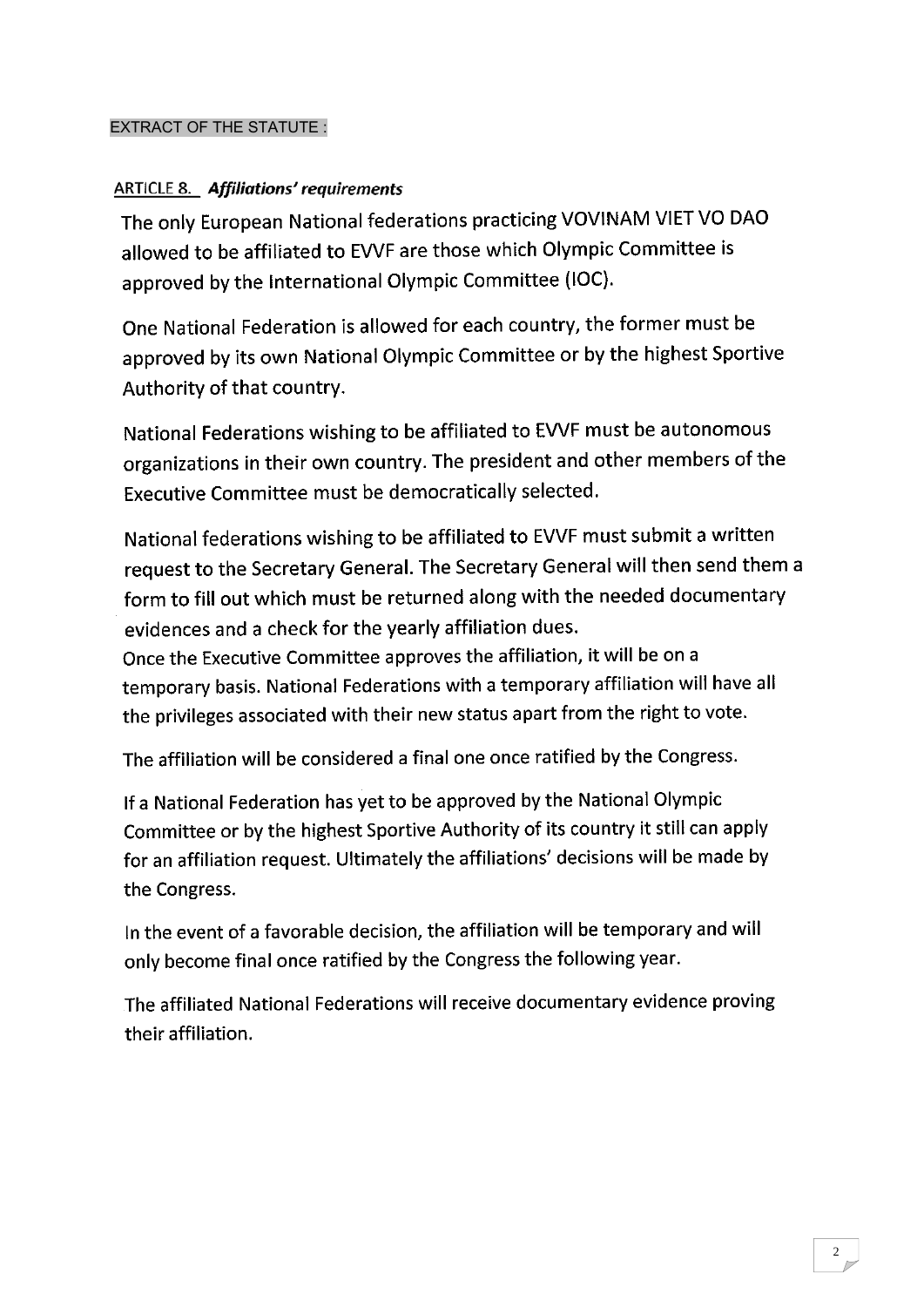EXTRACT OF THE STATUTE :

## ARTICLE 8. *Affiliations' requirements*

The only European National federations practicing VOVINAM VIET VO DAO allowed to be affiliated to EVVF are those which Olympic Committee is approved by the International Olympic Committee (IOC).

One National Federation is allowed for each country, the former must be approved by its own National Olympic Committee or by the highest Sportive Authority of that country.

National Federations wishing to be affiliated to EVVF must be autonomous organizations in their own country. The president and other members of the Executive Committee must be democratically selected.

National federations wishing to be affiliated to EVVF must submit a written request to the Secretary General. The Secretary General will then send them a form to fill out which must be returned along with the needed documentary evidences and a check for the yearly affiliation dues.
Once the Executive Committee approves the affiliation, it will be on a temporary basis. National Federations with a temporary affiliation will have all the privileges associated with their new status apart from the right to vote.

The affiliation will be considered a final one once ratified by the Congress.

If a National Federation has yet to be approved by the National Olympic Committee or by the highest Sportive Authority of its country it still can apply for an affiliation request. Ultimately the affiliations' decisions will be made by the Congress.

In the event of a favorable decision, the affiliation will be temporary and will only become final once ratified by the Congress the following year.

The affiliated National Federations will receive documentary evidence proving their affiliation.